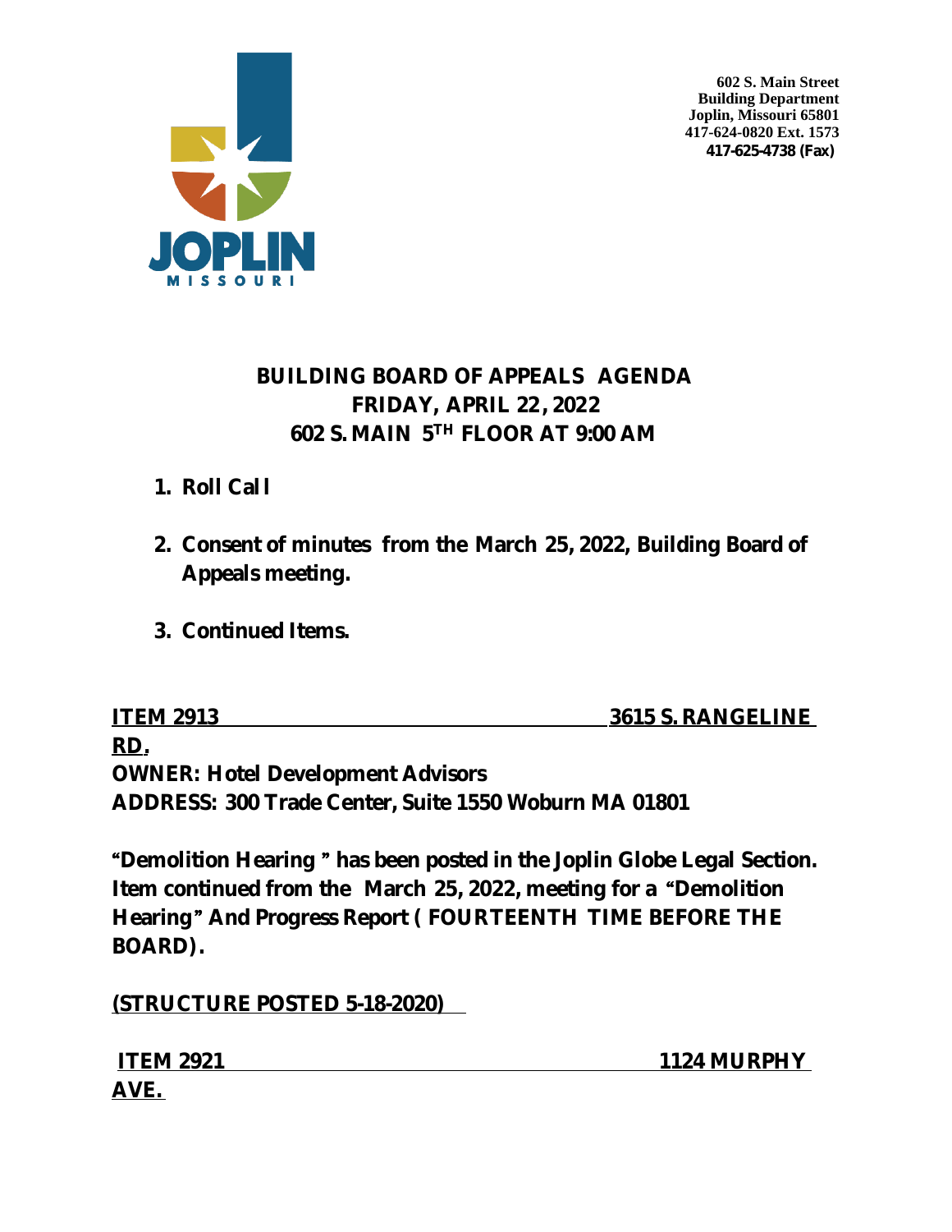602 S. Main Street
Building Department
Joplin, Missouri 65801
417-624-0820 Ext. 1573
417-625-4738 (Fax)

# BUILDING BOARD OF APPEALS AGENDA
## FRIDAY, APRIL 22, 2022
## 602 S. MAIN 5TH FLOOR AT 9:00 AM

1. **Roll Call**

2. **Consent of minutes from the March 25, 2022, Building Board of Appeals meeting.**

3. **Continued Items.**

**ITEM 2913 — 3615 S. RANGELINE RD.**

**OWNER: Hotel Development Advisors**
**ADDRESS: 300 Trade Center, Suite 1550 Woburn MA 01801**

**"Demolition Hearing" has been posted in the Joplin Globe Legal Section. Item continued from the March 25, 2022, meeting for a "Demolition Hearing" And Progress Report ( FOURTEENTH TIME BEFORE THE BOARD).**

**(STRUCTURE POSTED 5-18-2020)**

**ITEM 2921 — 1124 MURPHY AVE.**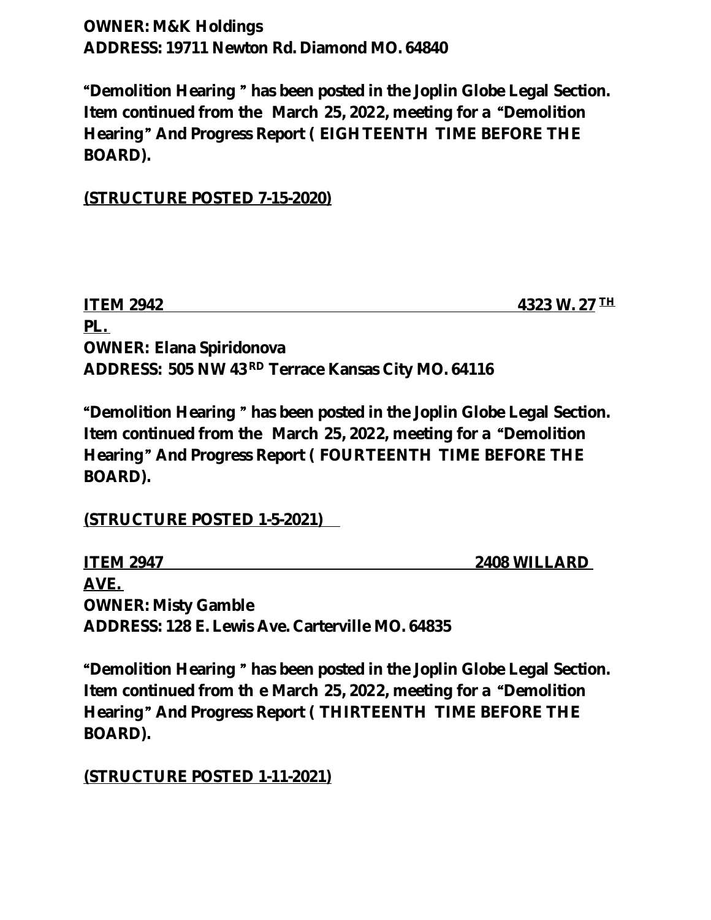**OWNER: M&K Holdings**
**ADDRESS: 19711 Newton Rd. Diamond MO. 64840**

**"Demolition Hearing " has been posted in the Joplin Globe Legal Section. Item continued from the March 25, 2022, meeting for a "Demolition Hearing" And Progress Report ( EIGHTEENTH TIME BEFORE THE BOARD).**

**(STRUCTURE POSTED 7-15-2020)**

**ITEM 2942 4323 W. 27 TH PL.**
**OWNER: Elana Spiridonova**
**ADDRESS: 505 NW 43 RD Terrace Kansas City MO. 64116**

**"Demolition Hearing " has been posted in the Joplin Globe Legal Section. Item continued from the March 25, 2022, meeting for a "Demolition Hearing" And Progress Report ( FOURTEENTH TIME BEFORE THE BOARD).**

**(STRUCTURE POSTED 1-5-2021)**

**ITEM 2947 2408 WILLARD AVE.**
**OWNER: Misty Gamble**
**ADDRESS: 128 E. Lewis Ave. Carterville MO. 64835**

**"Demolition Hearing " has been posted in the Joplin Globe Legal Section. Item continued from th e March 25, 2022, meeting for a "Demolition Hearing" And Progress Report ( THIRTEENTH TIME BEFORE THE BOARD).**

**(STRUCTURE POSTED 1-11-2021)**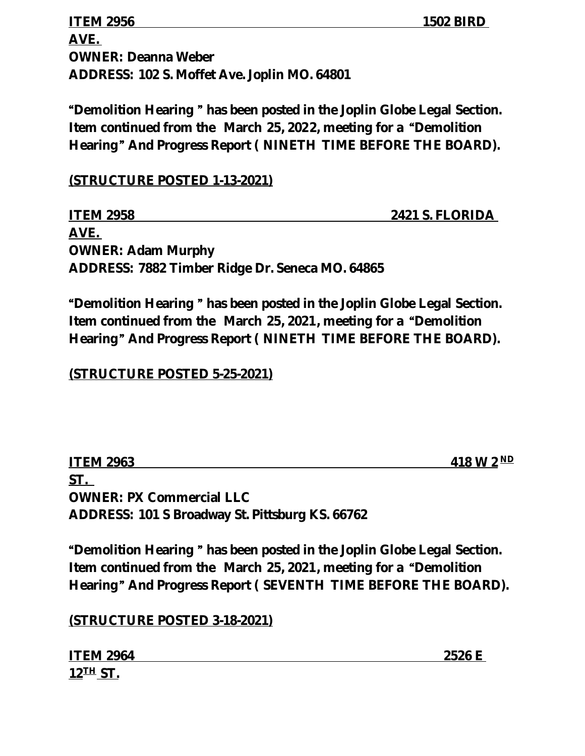**ITEM 2956 1502 BIRD AVE.**
**OWNER: Deanna Weber**
**ADDRESS: 102 S. Moffet Ave. Joplin MO. 64801**

**"Demolition Hearing " has been posted in the Joplin Globe Legal Section. Item continued from the March 25, 2022, meeting for a "Demolition Hearing" And Progress Report ( NINETH TIME BEFORE THE BOARD).**

**(STRUCTURE POSTED 1-13-2021)**

**ITEM 2958 2421 S. FLORIDA AVE.**
**OWNER: Adam Murphy**
**ADDRESS: 7882 Timber Ridge Dr. Seneca MO. 64865**

**"Demolition Hearing " has been posted in the Joplin Globe Legal Section. Item continued from the March 25, 2021, meeting for a "Demolition Hearing" And Progress Report ( NINETH TIME BEFORE THE BOARD).**

**(STRUCTURE POSTED 5-25-2021)**

**ITEM 2963 418 W 2ND ST.**
**OWNER: PX Commercial LLC**
**ADDRESS: 101 S Broadway St. Pittsburg KS. 66762**

**"Demolition Hearing " has been posted in the Joplin Globe Legal Section. Item continued from the March 25, 2021, meeting for a "Demolition Hearing" And Progress Report ( SEVENTH TIME BEFORE THE BOARD).**

**(STRUCTURE POSTED 3-18-2021)**

**ITEM 2964 2526 E 12TH ST.**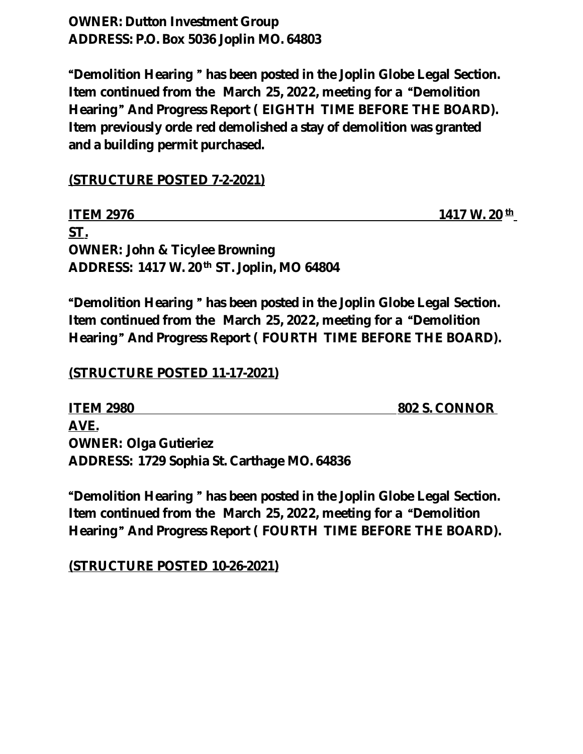**OWNER: Dutton Investment Group**
**ADDRESS: P.O. Box 5036 Joplin MO. 64803**

**"Demolition Hearing " has been posted in the Joplin Globe Legal Section. Item continued from the March 25, 2022, meeting for a "Demolition Hearing" And Progress Report ( EIGHTH TIME BEFORE THE BOARD). Item previously orde red demolished a stay of demolition was granted and a building permit purchased.**

**(STRUCTURE POSTED 7-2-2021)**

**ITEM 2976 1417 W. 20th ST.**
**OWNER: John & Ticylee Browning**
**ADDRESS: 1417 W. 20th ST. Joplin, MO 64804**

**"Demolition Hearing " has been posted in the Joplin Globe Legal Section. Item continued from the March 25, 2022, meeting for a "Demolition Hearing" And Progress Report ( FOURTH TIME BEFORE THE BOARD).**

**(STRUCTURE POSTED 11-17-2021)**

**ITEM 2980 802 S. CONNOR AVE.**
**OWNER: Olga Gutieriez**
**ADDRESS: 1729 Sophia St. Carthage MO. 64836**

**"Demolition Hearing " has been posted in the Joplin Globe Legal Section. Item continued from the March 25, 2022, meeting for a "Demolition Hearing" And Progress Report ( FOURTH TIME BEFORE THE BOARD).**

**(STRUCTURE POSTED 10-26-2021)**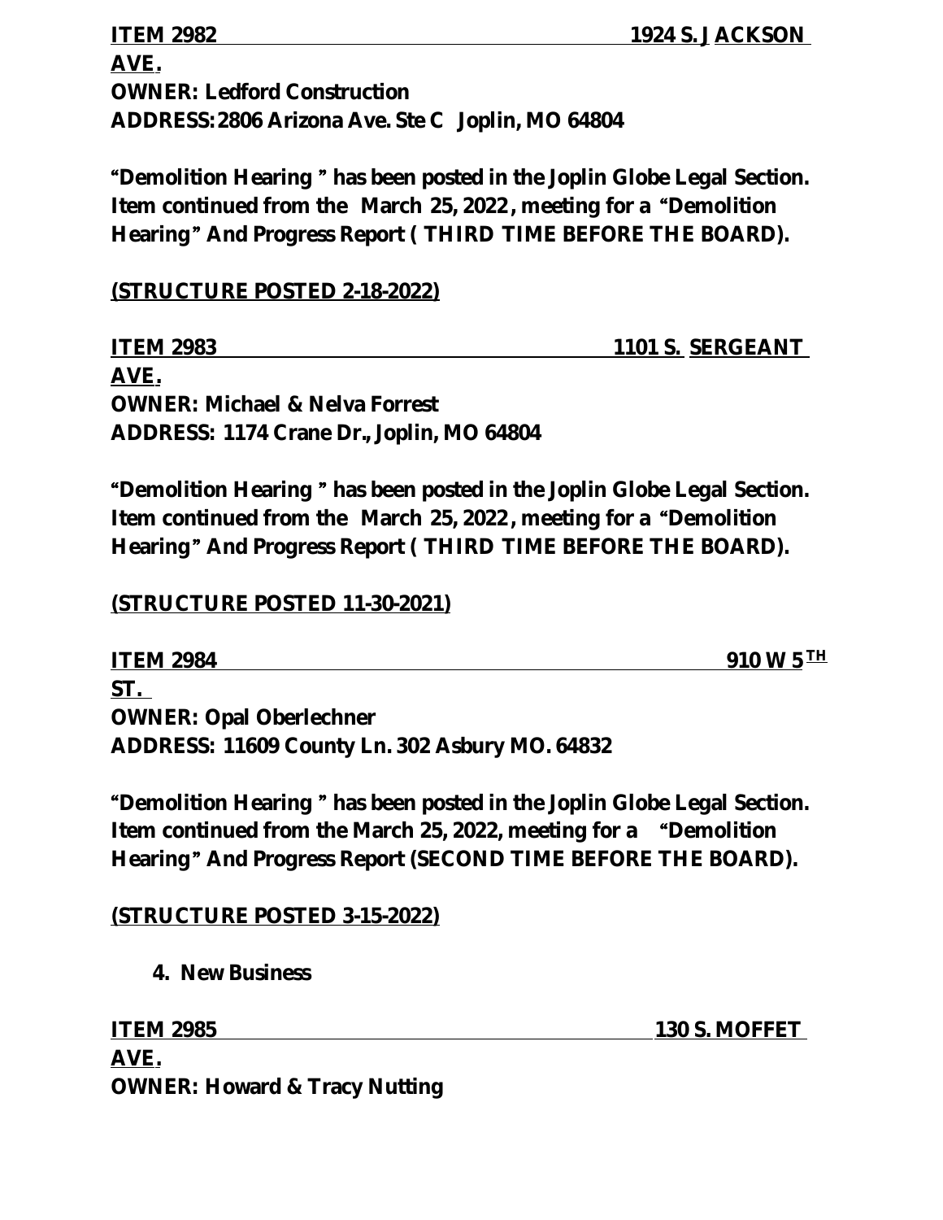**ITEM 2982 1924 S. JACKSON AVE.**
**OWNER: Ledford Construction**
**ADDRESS: 2806 Arizona Ave. Ste C Joplin, MO 64804**

**"Demolition Hearing " has been posted in the Joplin Globe Legal Section. Item continued from the March 25, 2022, meeting for a "Demolition Hearing" And Progress Report ( THIRD TIME BEFORE THE BOARD).**

**(STRUCTURE POSTED 2-18-2022)**

**ITEM 2983 1101 S. SERGEANT AVE.**
**OWNER: Michael & Nelva Forrest**
**ADDRESS: 1174 Crane Dr., Joplin, MO 64804**

**"Demolition Hearing " has been posted in the Joplin Globe Legal Section. Item continued from the March 25, 2022, meeting for a "Demolition Hearing" And Progress Report ( THIRD TIME BEFORE THE BOARD).**

**(STRUCTURE POSTED 11-30-2021)**

**ITEM 2984 910 W 5TH ST.**
**OWNER: Opal Oberlechner**
**ADDRESS: 11609 County Ln. 302 Asbury MO. 64832**

**"Demolition Hearing " has been posted in the Joplin Globe Legal Section. Item continued from the March 25, 2022, meeting for a "Demolition Hearing" And Progress Report (SECOND TIME BEFORE THE BOARD).**

**(STRUCTURE POSTED 3-15-2022)**

4. **New Business**

**ITEM 2985 130 S. MOFFET AVE.**
**OWNER: Howard & Tracy Nutting**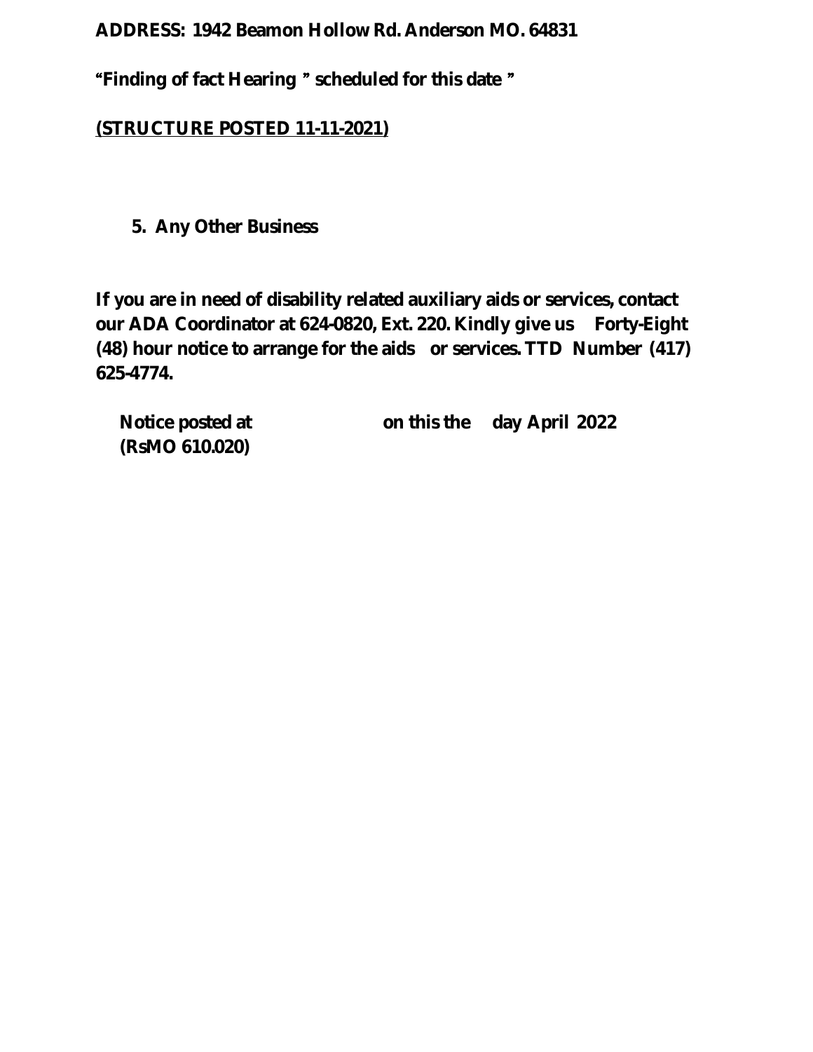**ADDRESS: 1942 Beamon Hollow Rd. Anderson MO. 64831**

**"Finding of fact Hearing " scheduled for this date "**

**(STRUCTURE POSTED 11-11-2021)**

5. **Any Other Business**

**If you are in need of disability related auxiliary aids or services, contact our ADA Coordinator at 624-0820, Ext. 220. Kindly give us Forty-Eight (48) hour notice to arrange for the aids or services. TTD Number (417) 625-4774.**

**Notice posted at on this the day April 2022 (RsMO 610.020)**